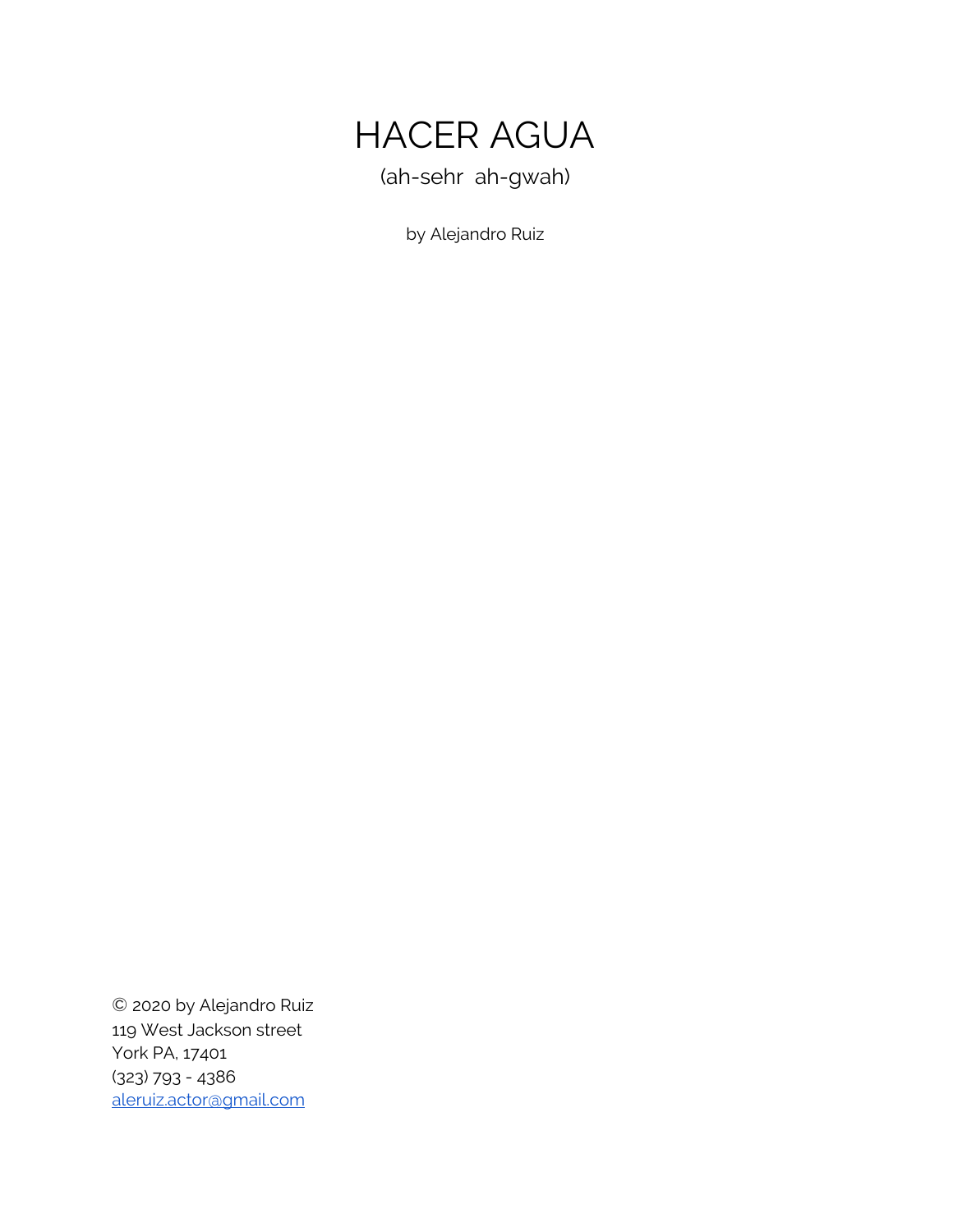# HACER AGUA

(ah-sehr  ah-gwah)

by Alejandro Ruiz

© 2020 by Alejandro Ruiz
119 West Jackson street
York PA, 17401
(323) 793 - 4386
aleruiz.actor@gmail.com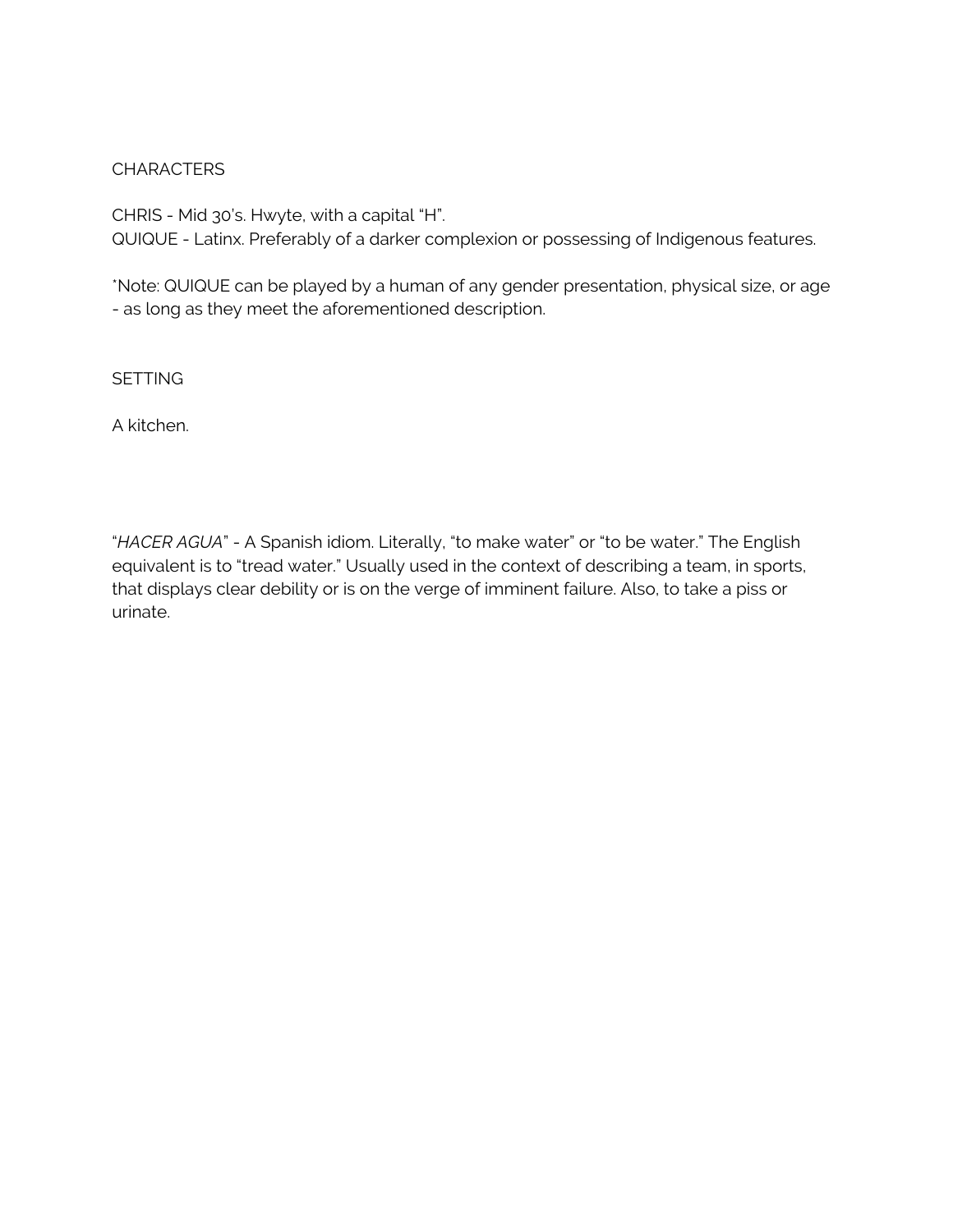CHARACTERS

CHRIS - Mid 30's. Hwyte, with a capital "H".
QUIQUE - Latinx. Preferably of a darker complexion or possessing of Indigenous features.

*Note: QUIQUE can be played by a human of any gender presentation, physical size, or age - as long as they meet the aforementioned description.

SETTING

A kitchen.

"*HACER AGUA*" - A Spanish idiom. Literally, "to make water" or "to be water." The English equivalent is to "tread water." Usually used in the context of describing a team, in sports, that displays clear debility or is on the verge of imminent failure. Also, to take a piss or urinate.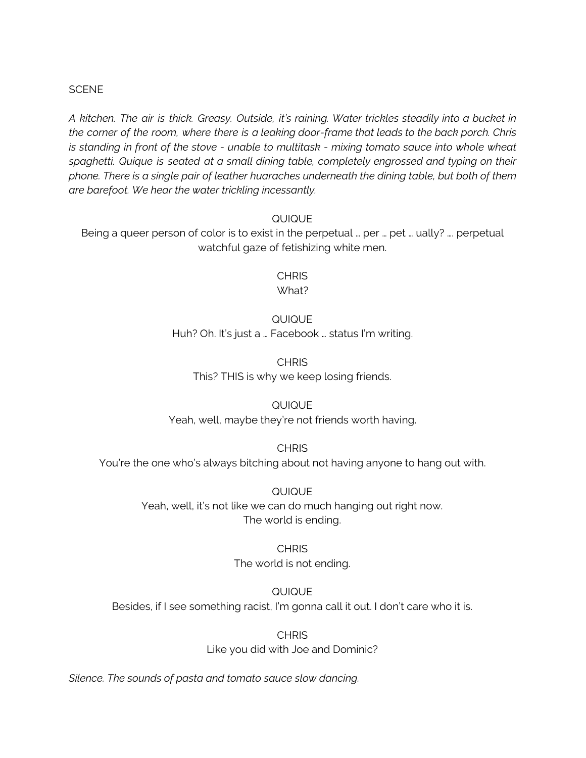SCENE

*A kitchen. The air is thick. Greasy. Outside, it's raining. Water trickles steadily into a bucket in the corner of the room, where there is a leaking door-frame that leads to the back porch. Chris is standing in front of the stove - unable to multitask - mixing tomato sauce into whole wheat spaghetti. Quique is seated at a small dining table, completely engrossed and typing on their phone. There is a single pair of leather huaraches underneath the dining table, but both of them are barefoot. We hear the water trickling incessantly.*

QUIQUE

Being a queer person of color is to exist in the perpetual … per … pet … ually? …. perpetual watchful gaze of fetishizing white men.

CHRIS

What?

QUIQUE

Huh? Oh. It's just a … Facebook … status I'm writing.

CHRIS

This? THIS is why we keep losing friends.

QUIQUE

Yeah, well, maybe they're not friends worth having.

CHRIS

You're the one who's always bitching about not having anyone to hang out with.

QUIQUE

Yeah, well, it's not like we can do much hanging out right now.
The world is ending.

CHRIS

The world is not ending.

QUIQUE

Besides, if I see something racist, I'm gonna call it out. I don't care who it is.

CHRIS

Like you did with Joe and Dominic?

*Silence. The sounds of pasta and tomato sauce slow dancing.*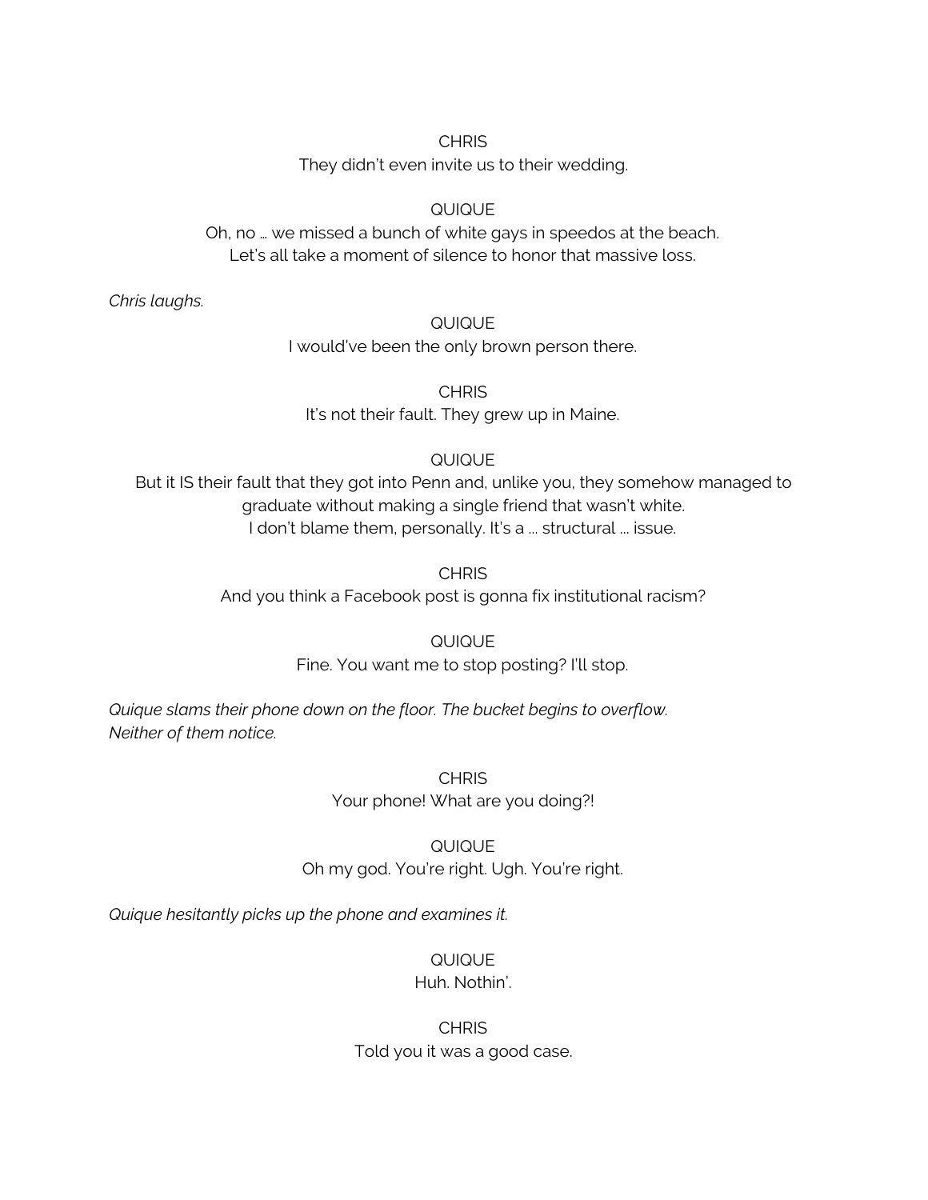CHRIS
They didn't even invite us to their wedding.

QUIQUE
Oh, no … we missed a bunch of white gays in speedos at the beach.
Let's all take a moment of silence to honor that massive loss.

*Chris laughs.*

QUIQUE
I would've been the only brown person there.

CHRIS
It's not their fault. They grew up in Maine.

QUIQUE
But it IS their fault that they got into Penn and, unlike you, they somehow managed to graduate without making a single friend that wasn't white.
I don't blame them, personally. It's a … structural … issue.

CHRIS
And you think a Facebook post is gonna fix institutional racism?

QUIQUE
Fine. You want me to stop posting? I'll stop.

*Quique slams their phone down on the floor. The bucket begins to overflow.*
*Neither of them notice.*

CHRIS
Your phone! What are you doing?!

QUIQUE
Oh my god. You're right. Ugh. You're right.

*Quique hesitantly picks up the phone and examines it.*

QUIQUE
Huh. Nothin'.

CHRIS
Told you it was a good case.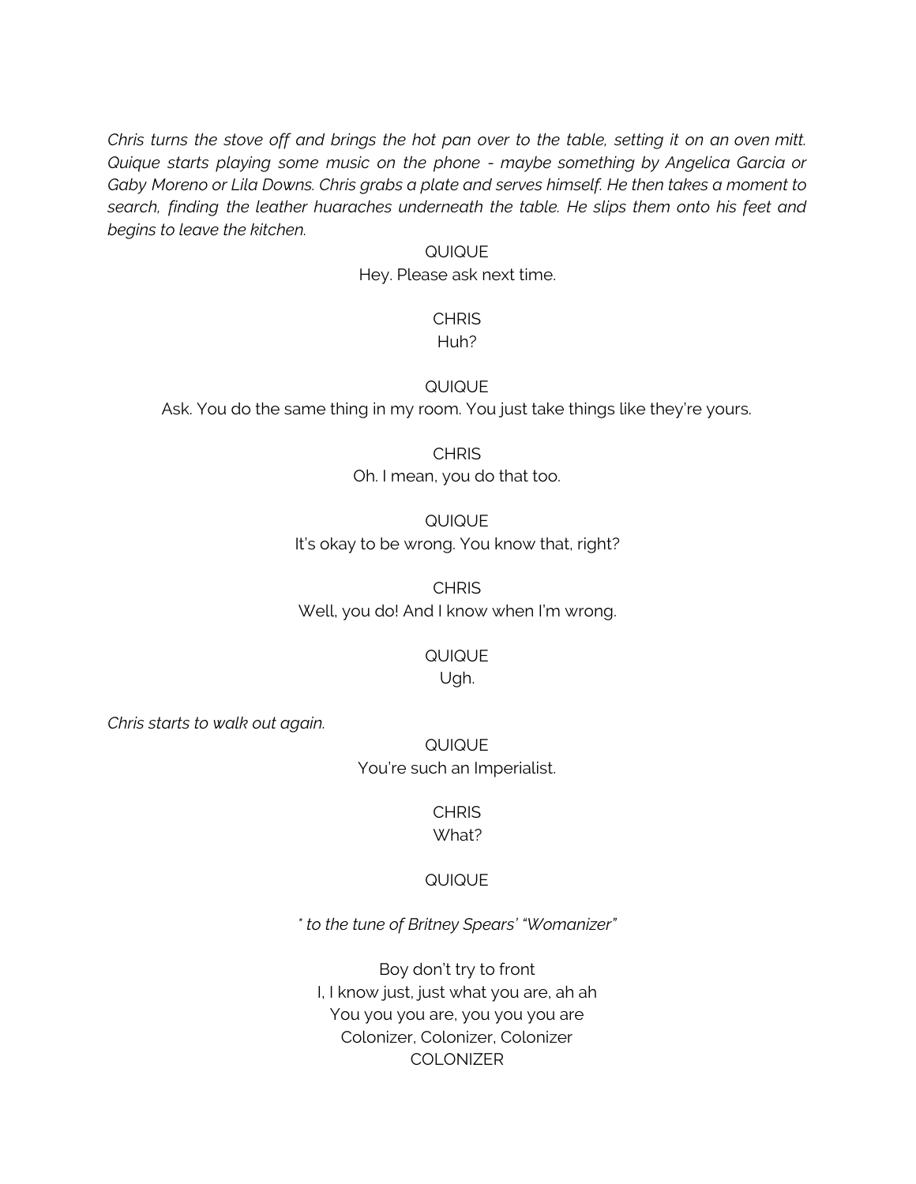*Chris turns the stove off and brings the hot pan over to the table, setting it on an oven mitt. Quique starts playing some music on the phone - maybe something by Angelica Garcia or Gaby Moreno or Lila Downs. Chris grabs a plate and serves himself. He then takes a moment to search, finding the leather huaraches underneath the table. He slips them onto his feet and begins to leave the kitchen.*

QUIQUE
Hey. Please ask next time.

CHRIS
Huh?

QUIQUE
Ask. You do the same thing in my room. You just take things like they're yours.

CHRIS
Oh. I mean, you do that too.

QUIQUE
It's okay to be wrong. You know that, right?

CHRIS
Well, you do! And I know when I'm wrong.

QUIQUE
Ugh.

*Chris starts to walk out again.*

QUIQUE
You're such an Imperialist.

CHRIS
What?

QUIQUE

*\* to the tune of Britney Spears' "Womanizer"*

Boy don't try to front
I, I know just, just what you are, ah ah
You you you are, you you you are
Colonizer, Colonizer, Colonizer
COLONIZER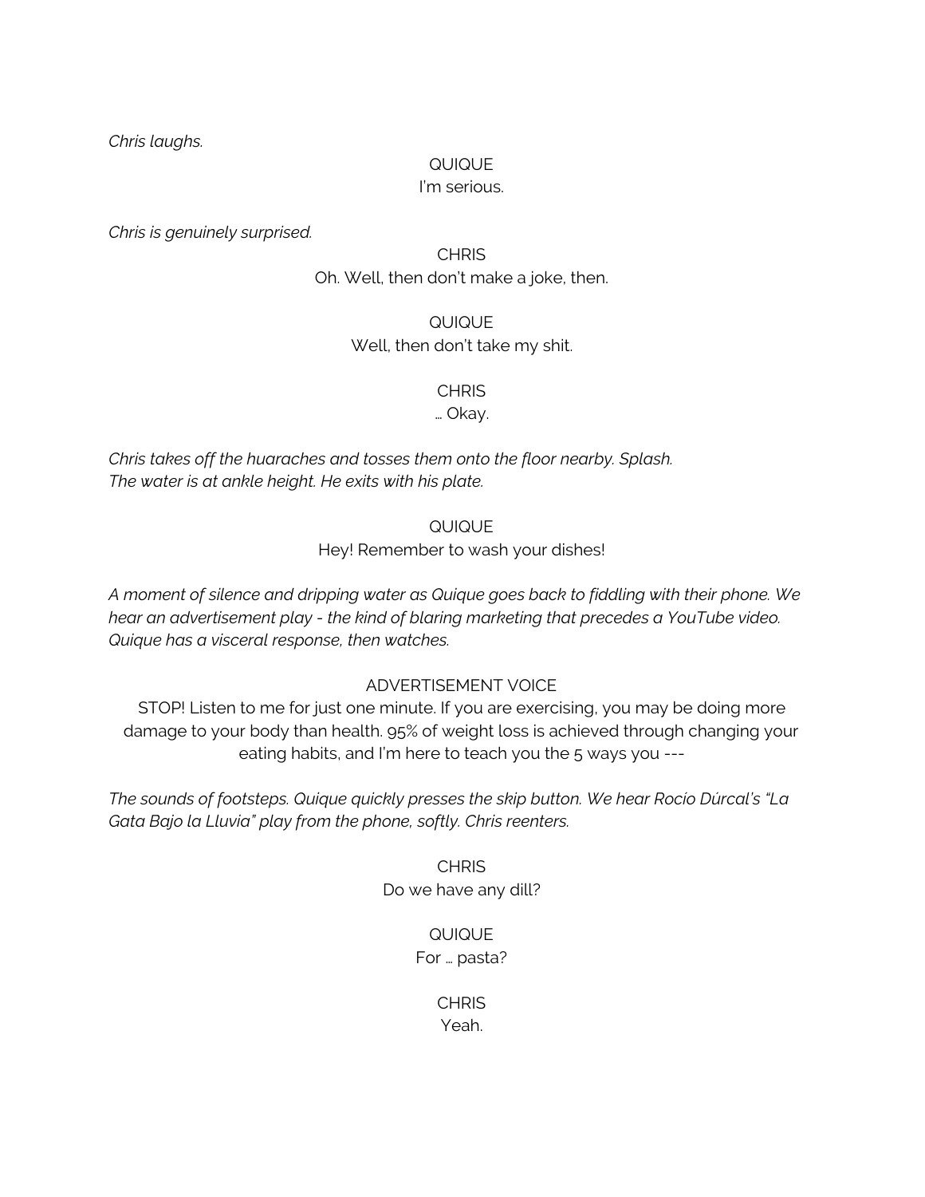*Chris laughs.*

QUIQUE
I'm serious.

*Chris is genuinely surprised.*

CHRIS
Oh. Well, then don't make a joke, then.

QUIQUE
Well, then don't take my shit.

CHRIS
… Okay.

*Chris takes off the huaraches and tosses them onto the floor nearby. Splash.*
*The water is at ankle height. He exits with his plate.*

QUIQUE
Hey! Remember to wash your dishes!

*A moment of silence and dripping water as Quique goes back to fiddling with their phone. We hear an advertisement play - the kind of blaring marketing that precedes a YouTube video. Quique has a visceral response, then watches.*

ADVERTISEMENT VOICE
STOP! Listen to me for just one minute. If you are exercising, you may be doing more damage to your body than health. 95% of weight loss is achieved through changing your eating habits, and I'm here to teach you the 5 ways you ---

*The sounds of footsteps. Quique quickly presses the skip button. We hear Rocío Dúrcal's "La Gata Bajo la Lluvia" play from the phone, softly. Chris reenters.*

CHRIS
Do we have any dill?

QUIQUE
For … pasta?

CHRIS
Yeah.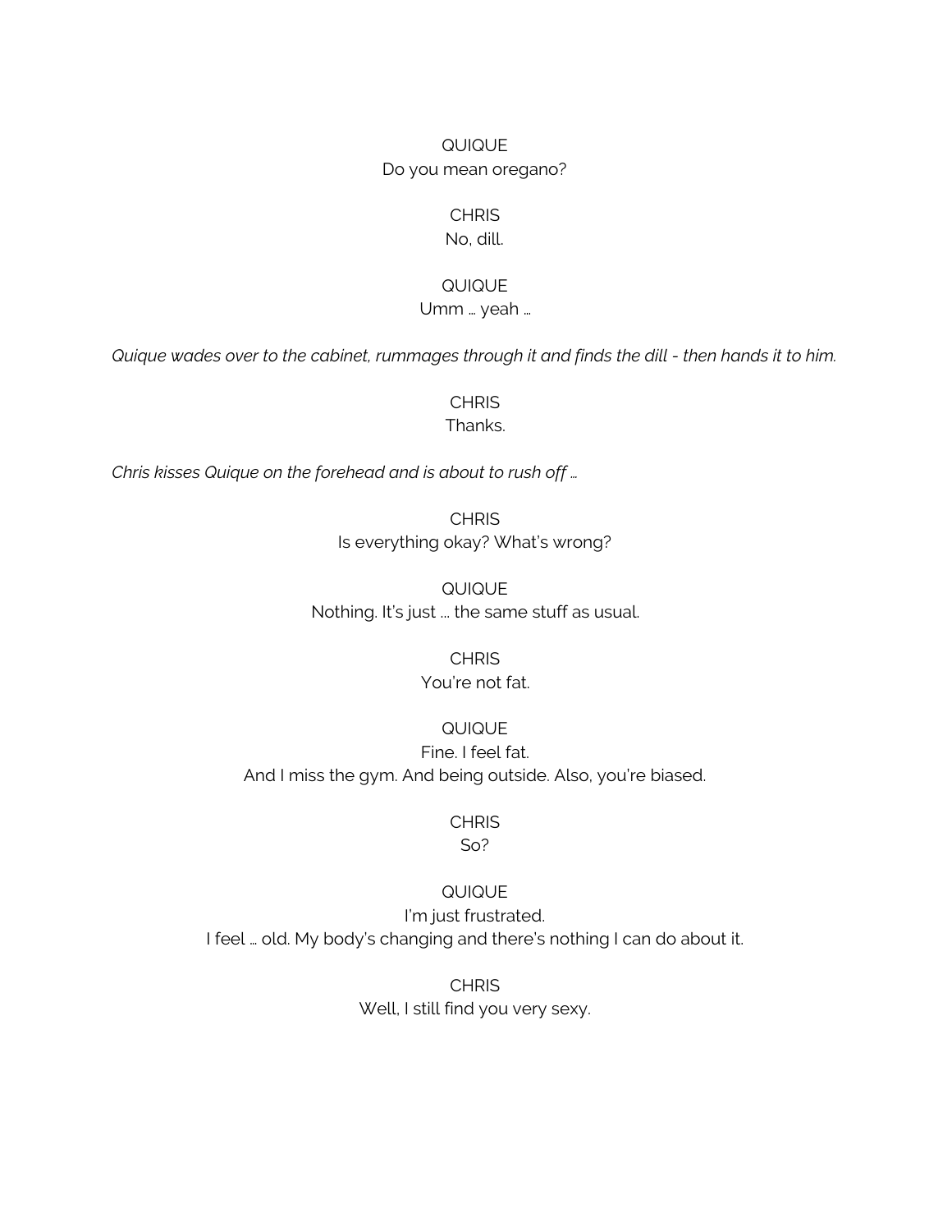QUIQUE
Do you mean oregano?

CHRIS
No, dill.

QUIQUE
Umm … yeah …

*Quique wades over to the cabinet, rummages through it and finds the dill - then hands it to him.*

CHRIS
Thanks.

*Chris kisses Quique on the forehead and is about to rush off …*

CHRIS
Is everything okay? What's wrong?

QUIQUE
Nothing. It's just … the same stuff as usual.

CHRIS
You're not fat.

QUIQUE
Fine. I feel fat.
And I miss the gym. And being outside. Also, you're biased.

CHRIS
So?

QUIQUE
I'm just frustrated.
I feel … old. My body's changing and there's nothing I can do about it.

CHRIS
Well, I still find you very sexy.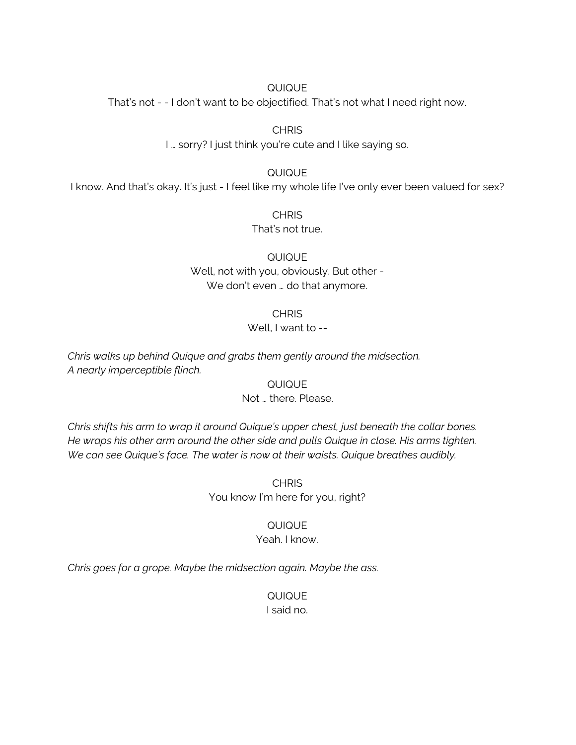QUIQUE

That's not - - I don't want to be objectified. That's not what I need right now.

CHRIS

I … sorry? I just think you're cute and I like saying so.

QUIQUE

I know. And that's okay. It's just - I feel like my whole life I've only ever been valued for sex?

CHRIS

That's not true.

QUIQUE

Well, not with you, obviously. But other -
We don't even … do that anymore.

CHRIS

Well, I want to --

*Chris walks up behind Quique and grabs them gently around the midsection.*
*A nearly imperceptible flinch.*

QUIQUE

Not … there. Please.

*Chris shifts his arm to wrap it around Quique's upper chest, just beneath the collar bones.*
*He wraps his other arm around the other side and pulls Quique in close. His arms tighten.*
*We can see Quique's face. The water is now at their waists. Quique breathes audibly.*

CHRIS

You know I'm here for you, right?

QUIQUE

Yeah. I know.

*Chris goes for a grope. Maybe the midsection again. Maybe the ass.*

QUIQUE

I said no.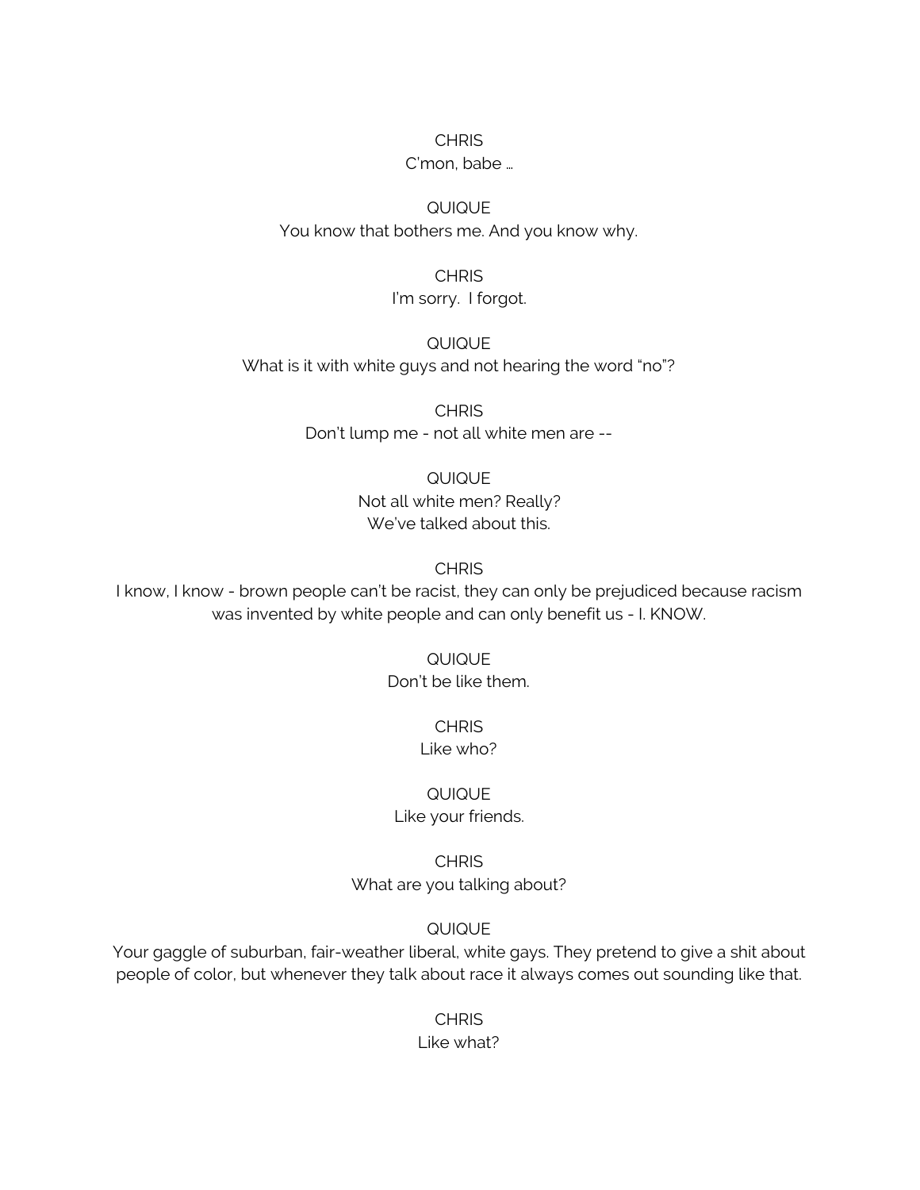CHRIS
C'mon, babe …

QUIQUE
You know that bothers me. And you know why.

CHRIS
I'm sorry.  I forgot.

QUIQUE
What is it with white guys and not hearing the word "no"?

CHRIS
Don't lump me - not all white men are --

QUIQUE
Not all white men? Really?
We've talked about this.

CHRIS
I know, I know - brown people can't be racist, they can only be prejudiced because racism was invented by white people and can only benefit us - I. KNOW.

QUIQUE
Don't be like them.

CHRIS
Like who?

QUIQUE
Like your friends.

CHRIS
What are you talking about?

QUIQUE
Your gaggle of suburban, fair-weather liberal, white gays. They pretend to give a shit about people of color, but whenever they talk about race it always comes out sounding like that.

CHRIS
Like what?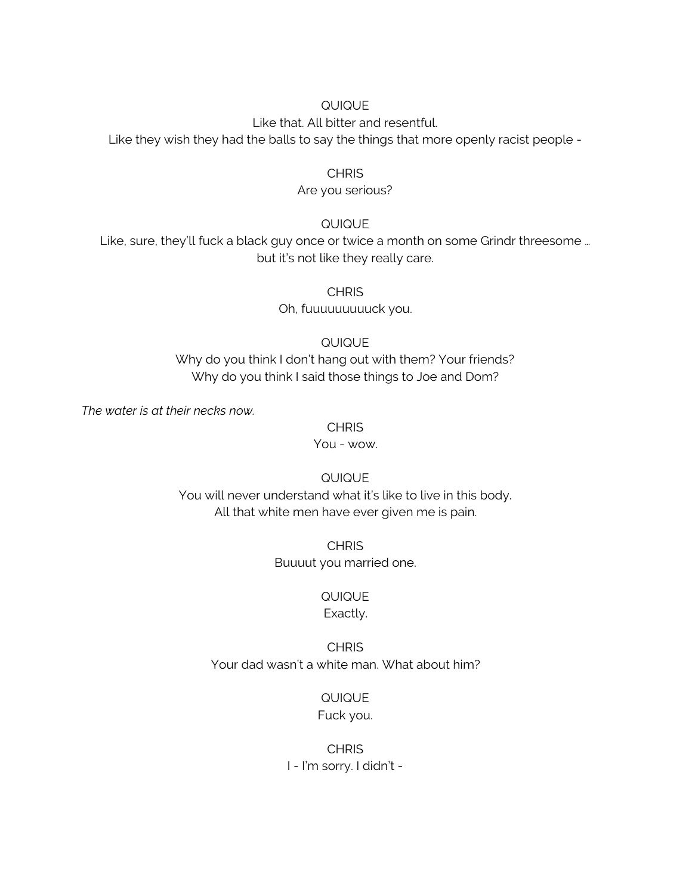QUIQUE

Like that. All bitter and resentful.
Like they wish they had the balls to say the things that more openly racist people -

CHRIS

Are you serious?

QUIQUE

Like, sure, they'll fuck a black guy once or twice a month on some Grindr threesome …
but it's not like they really care.

CHRIS

Oh, fuuuuuuuuuck you.

QUIQUE

Why do you think I don't hang out with them? Your friends?
Why do you think I said those things to Joe and Dom?

*The water is at their necks now.*

CHRIS

You - wow.

QUIQUE

You will never understand what it's like to live in this body.
All that white men have ever given me is pain.

CHRIS

Buuuut you married one.

QUIQUE

Exactly.

CHRIS

Your dad wasn't a white man. What about him?

QUIQUE

Fuck you.

CHRIS

I - I'm sorry. I didn't -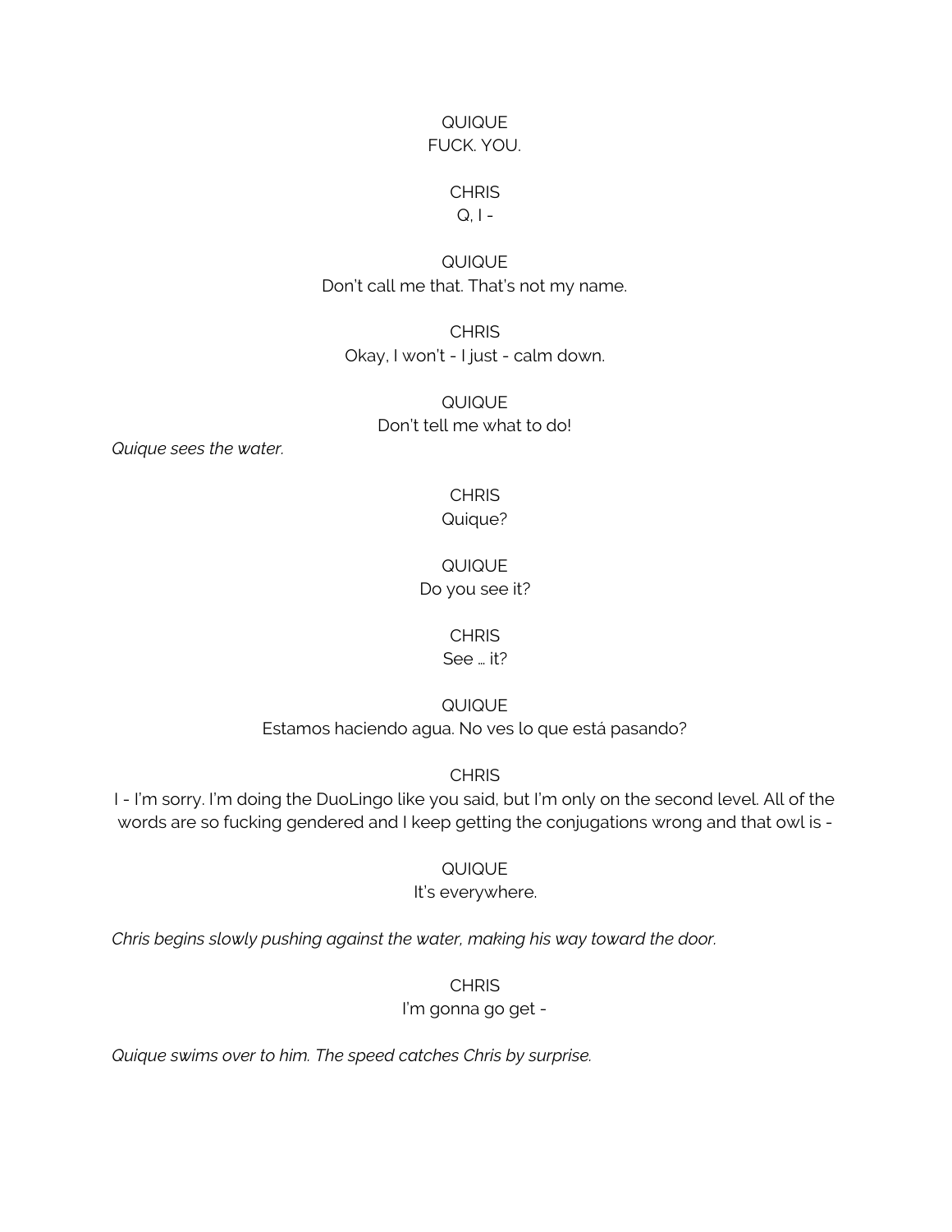QUIQUE
FUCK. YOU.

CHRIS
Q, I -

QUIQUE
Don't call me that. That's not my name.

CHRIS
Okay, I won't - I just - calm down.

QUIQUE
Don't tell me what to do!

*Quique sees the water.*

CHRIS
Quique?

QUIQUE
Do you see it?

CHRIS
See … it?

QUIQUE
Estamos haciendo agua. No ves lo que está pasando?

CHRIS
I - I'm sorry. I'm doing the DuoLingo like you said, but I'm only on the second level. All of the words are so fucking gendered and I keep getting the conjugations wrong and that owl is -

QUIQUE
It's everywhere.

*Chris begins slowly pushing against the water, making his way toward the door.*

CHRIS
I'm gonna go get -

*Quique swims over to him. The speed catches Chris by surprise.*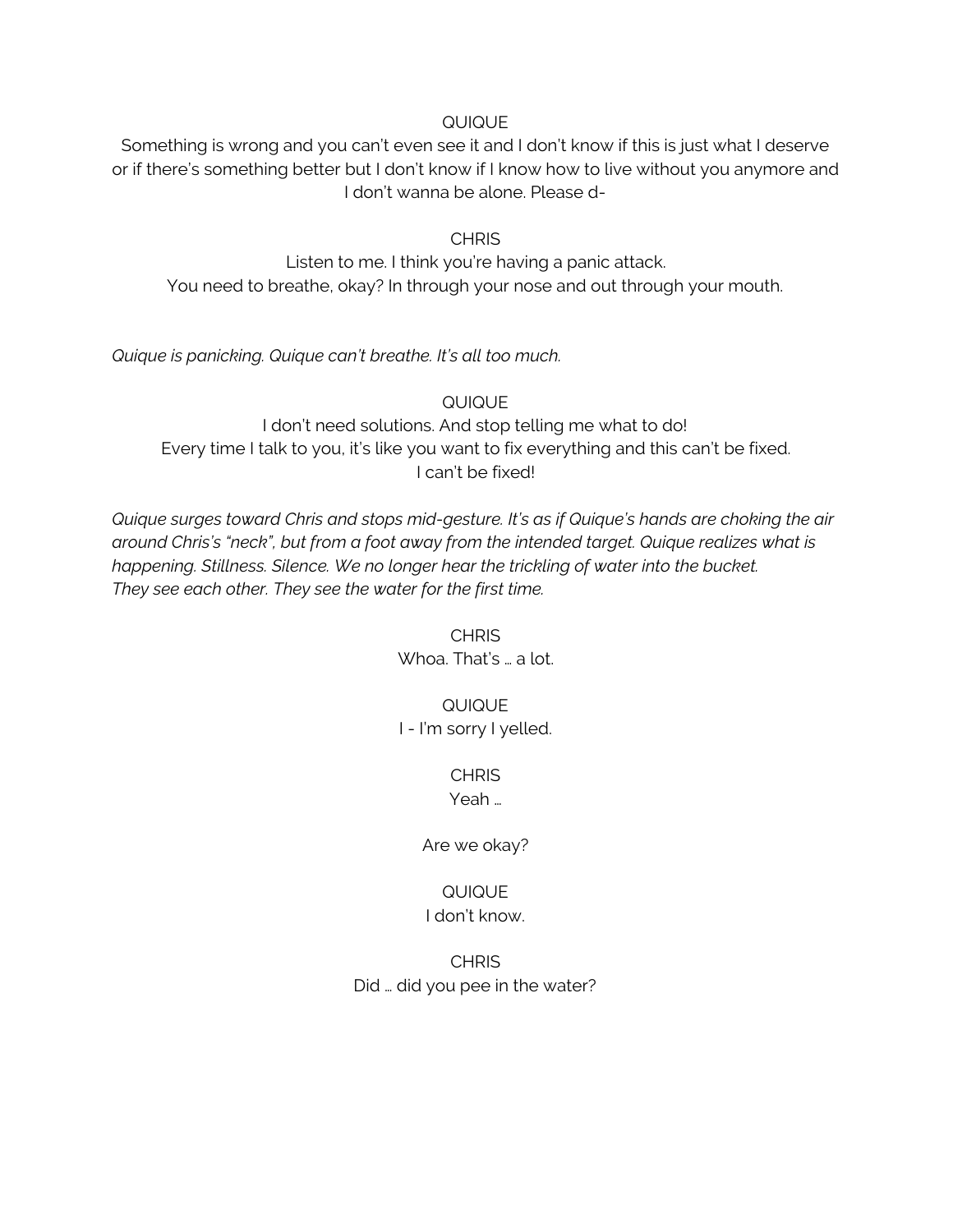QUIQUE

Something is wrong and you can't even see it and I don't know if this is just what I deserve or if there's something better but I don't know if I know how to live without you anymore and I don't wanna be alone. Please d-

CHRIS

Listen to me. I think you're having a panic attack.
You need to breathe, okay? In through your nose and out through your mouth.

*Quique is panicking. Quique can't breathe. It's all too much.*

QUIQUE

I don't need solutions. And stop telling me what to do!
Every time I talk to you, it's like you want to fix everything and this can't be fixed.
I can't be fixed!

*Quique surges toward Chris and stops mid-gesture. It's as if Quique's hands are choking the air around Chris's "neck", but from a foot away from the intended target. Quique realizes what is happening. Stillness. Silence. We no longer hear the trickling of water into the bucket.*
*They see each other. They see the water for the first time.*

CHRIS

Whoa. That's … a lot.

QUIQUE

I - I'm sorry I yelled.

CHRIS

Yeah …

Are we okay?

QUIQUE

I don't know.

CHRIS

Did … did you pee in the water?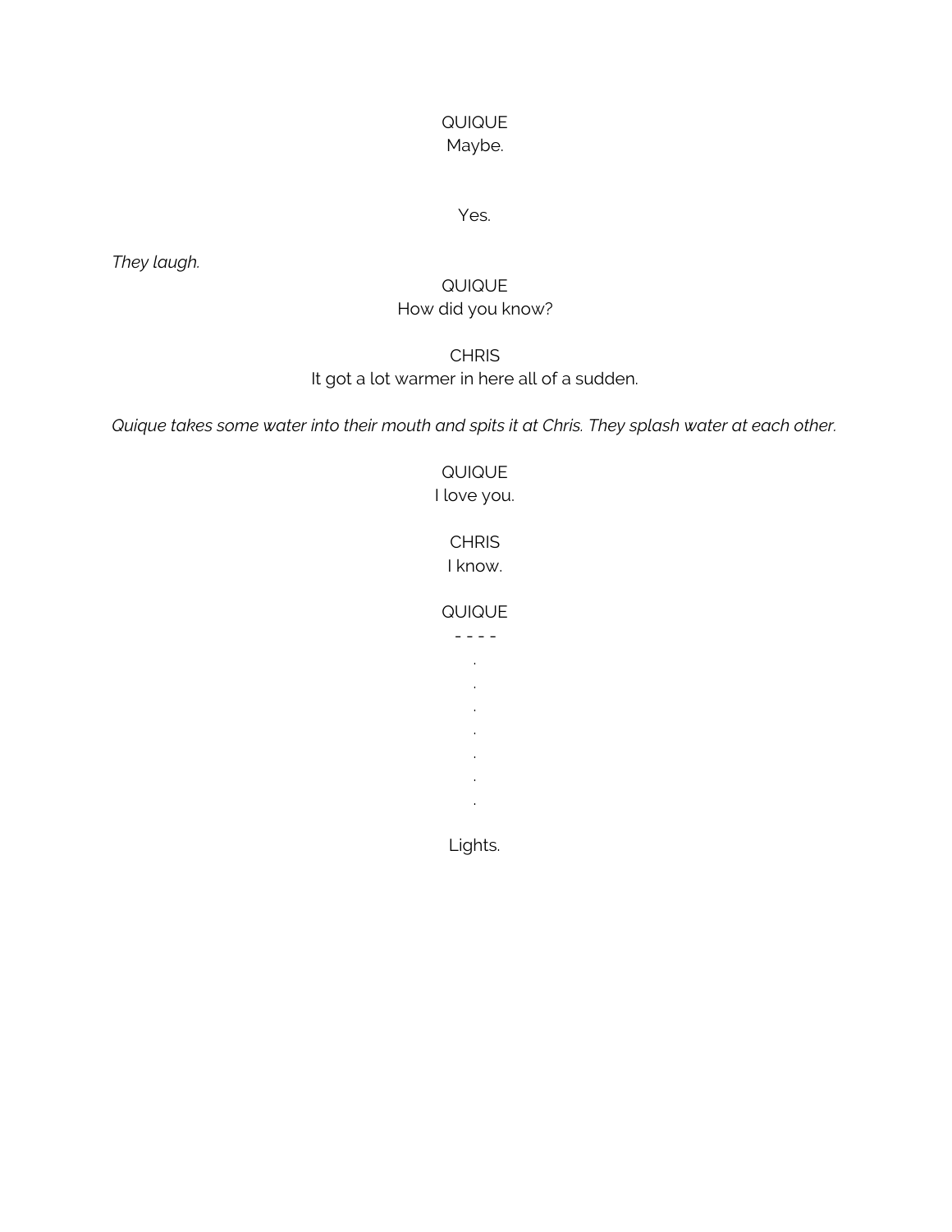QUIQUE
Maybe.

Yes.

*They laugh.*

QUIQUE
How did you know?

CHRIS
It got a lot warmer in here all of a sudden.

*Quique takes some water into their mouth and spits it at Chris. They splash water at each other.*

QUIQUE
I love you.

CHRIS
I know.

QUIQUE
\- - - -
.
.
.
.
.
.
.

Lights.